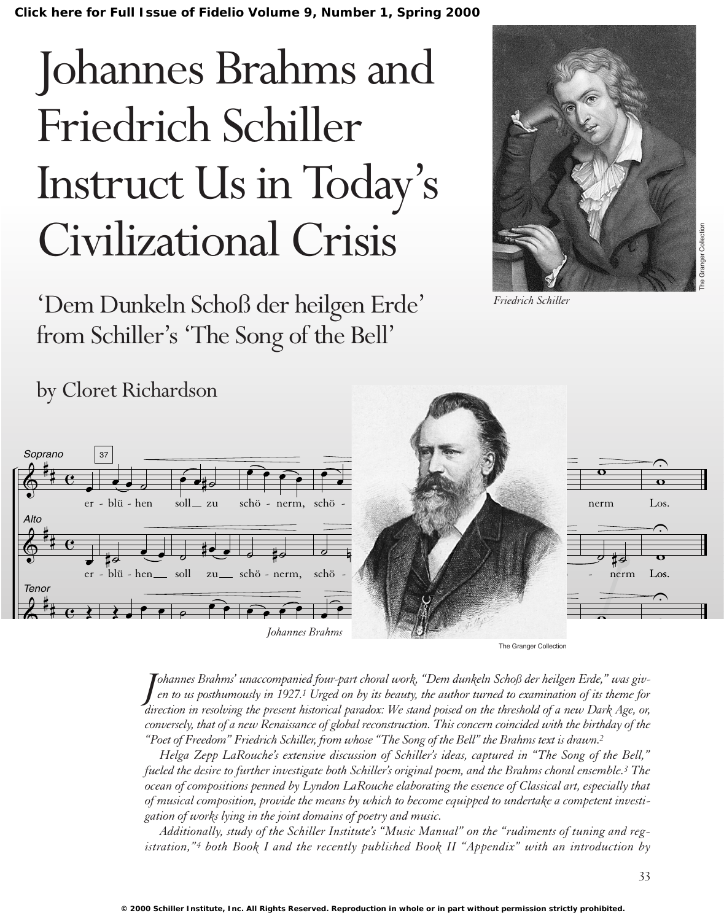# Johannes Brahms and Friedrich Schiller Instruct Us in Today's Civilizational Crisis

## 'Dem Dunkeln Schoß der heilgen Erde' from Schiller's 'The Song of the Bell'

by Cloret Richardson

Friedrich Schiller

Johannes Brahms

*Johannes Brahms' unaccompanied four-part choral work, "Dem dunkeln Schoß der heilgen Erde," was given to us posthumously in 1927.[1] Urged on by its beauty, the author turned to examination of its theme for direction in resolving the present historical paradox: We stand poised on the threshold of a new Dark Age, or, conversely, that of a new Renaissance of global reconstruction. This concern coincided with the birthday of the "Poet of Freedom" Friedrich Schiller, from whose "The Song of the Bell" the Brahms text is drawn.[2]*

*Helga Zepp LaRouche's extensive discussion of Schiller's ideas, captured in "The Song of the Bell," fueled the desire to further investigate both Schiller's original poem, and the Brahms choral ensemble.[3] The ocean of compositions penned by Lyndon LaRouche elaborating the essence of Classical art, especially that of musical composition, provide the means by which to become equipped to undertake a competent investigation of works lying in the joint domains of poetry and music.*

*Additionally, study of the Schiller Institute's "Music Manual" on the "rudiments of tuning and registration,"[4] both Book I and the recently published Book II "Appendix" with an introduction by*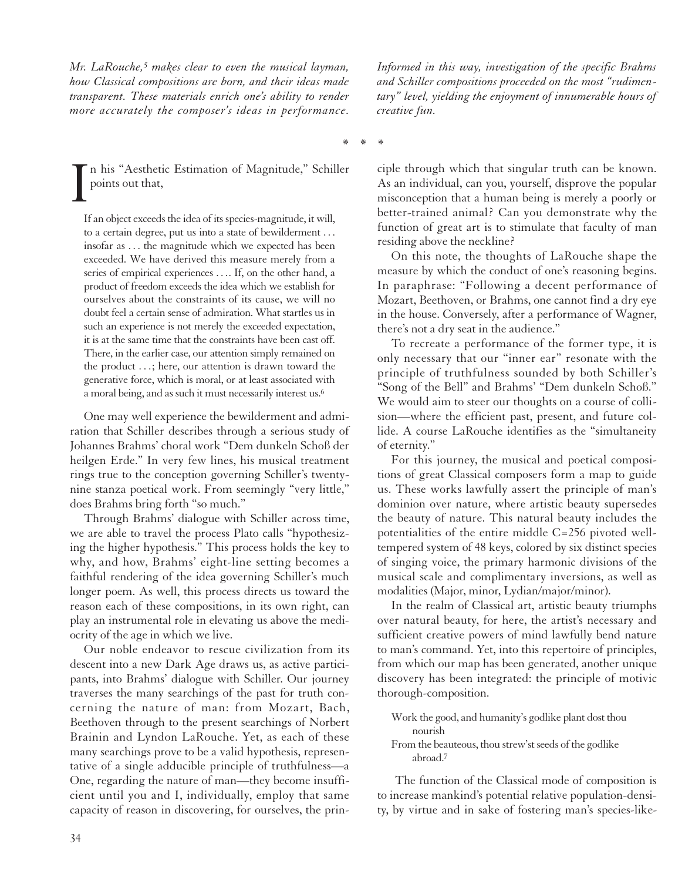*Mr. LaRouche,[5] makes clear to even the musical layman, how Classical compositions are born, and their ideas made transparent. These materials enrich one's ability to render more accurately the composer's ideas in performance. Informed in this way, investigation of the specific Brahms and Schiller compositions proceeded on the most "rudimentary" level, yielding the enjoyment of innumerable hours of creative fun.*

\* \* \*

In his "Aesthetic Estimation of Magnitude," Schiller points out that,

> If an object exceeds the idea of its species-magnitude, it will, to a certain degree, put us into a state of bewilderment . . . insofar as . . . the magnitude which we expected has been exceeded. We have derived this measure merely from a series of empirical experiences . . . . If, on the other hand, a product of freedom exceeds the idea which we establish for ourselves about the constraints of its cause, we will no doubt feel a certain sense of admiration. What startles us in such an experience is not merely the exceeded expectation, it is at the same time that the constraints have been cast off. There, in the earlier case, our attention simply remained on the product . . .; here, our attention is drawn toward the generative force, which is moral, or at least associated with a moral being, and as such it must necessarily interest us.[6]

One may well experience the bewilderment and admiration that Schiller describes through a serious study of Johannes Brahms' choral work "Dem dunkeln Schoß der heilgen Erde." In very few lines, his musical treatment rings true to the conception governing Schiller's twenty-nine stanza poetical work. From seemingly "very little," does Brahms bring forth "so much."

Through Brahms' dialogue with Schiller across time, we are able to travel the process Plato calls "hypothesizing the higher hypothesis." This process holds the key to why, and how, Brahms' eight-line setting becomes a faithful rendering of the idea governing Schiller's much longer poem. As well, this process directs us toward the reason each of these compositions, in its own right, can play an instrumental role in elevating us above the mediocrity of the age in which we live.

Our noble endeavor to rescue civilization from its descent into a new Dark Age draws us, as active participants, into Brahms' dialogue with Schiller. Our journey traverses the many searchings of the past for truth concerning the nature of man: from Mozart, Bach, Beethoven through to the present searchings of Norbert Brainin and Lyndon LaRouche. Yet, as each of these many searchings prove to be a valid hypothesis, representative of a single adducible principle of truthfulness—a One, regarding the nature of man—they become insufficient until you and I, individually, employ that same capacity of reason in discovering, for ourselves, the principle through which that singular truth can be known. As an individual, can you, yourself, disprove the popular misconception that a human being is merely a poorly or better-trained animal? Can you demonstrate why the function of great art is to stimulate that faculty of man residing above the neckline?

On this note, the thoughts of LaRouche shape the measure by which the conduct of one's reasoning begins. In paraphrase: "Following a decent performance of Mozart, Beethoven, or Brahms, one cannot find a dry eye in the house. Conversely, after a performance of Wagner, there's not a dry seat in the audience."

To recreate a performance of the former type, it is only necessary that our "inner ear" resonate with the principle of truthfulness sounded by both Schiller's "Song of the Bell" and Brahms' "Dem dunkeln Schoß." We would aim to steer our thoughts on a course of collision—where the efficient past, present, and future collide. A course LaRouche identifies as the "simultaneity of eternity."

For this journey, the musical and poetical compositions of great Classical composers form a map to guide us. These works lawfully assert the principle of man's dominion over nature, where artistic beauty supersedes the beauty of nature. This natural beauty includes the potentialities of the entire middle C=256 pivoted well-tempered system of 48 keys, colored by six distinct species of singing voice, the primary harmonic divisions of the musical scale and complimentary inversions, as well as modalities (Major, minor, Lydian/major/minor).

In the realm of Classical art, artistic beauty triumphs over natural beauty, for here, the artist's necessary and sufficient creative powers of mind lawfully bend nature to man's command. Yet, into this repertoire of principles, from which our map has been generated, another unique discovery has been integrated: the principle of motivic thorough-composition.

> Work the good, and humanity's godlike plant dost thou nourish
> From the beauteous, thou strew'st seeds of the godlike abroad.[7]

The function of the Classical mode of composition is to increase mankind's potential relative population-density, by virtue and in sake of fostering man's species-like-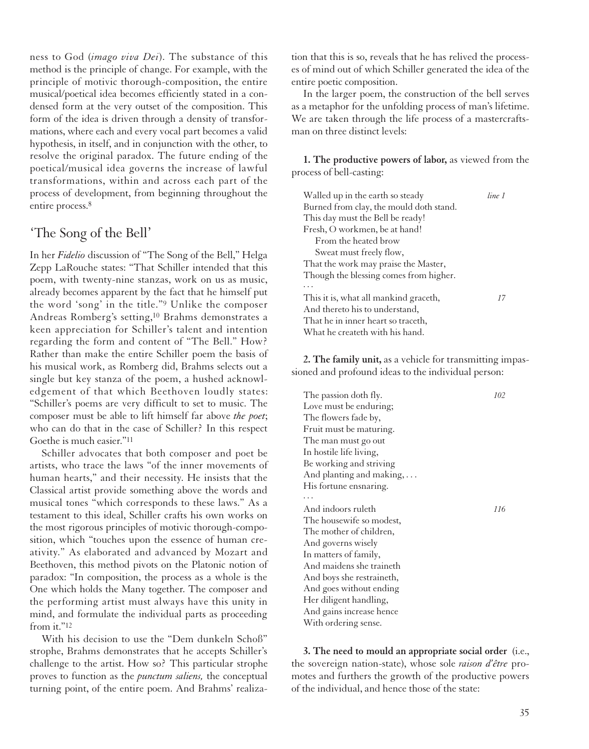ness to God (*imago viva Dei*). The substance of this method is the principle of change. For example, with the principle of motivic thorough-composition, the entire musical/poetical idea becomes efficiently stated in a condensed form at the very outset of the composition. This form of the idea is driven through a density of transformations, where each and every vocal part becomes a valid hypothesis, in itself, and in conjunction with the other, to resolve the original paradox. The future ending of the poetical/musical idea governs the increase of lawful transformations, within and across each part of the process of development, from beginning throughout the entire process.[8]

## 'The Song of the Bell'

In her *Fidelio* discussion of "The Song of the Bell," Helga Zepp LaRouche states: "That Schiller intended that this poem, with twenty-nine stanzas, work on us as music, already becomes apparent by the fact that he himself put the word 'song' in the title."[9] Unlike the composer Andreas Romberg's setting,[10] Brahms demonstrates a keen appreciation for Schiller's talent and intention regarding the form and content of "The Bell." How? Rather than make the entire Schiller poem the basis of his musical work, as Romberg did, Brahms selects out a single but key stanza of the poem, a hushed acknowledgement of that which Beethoven loudly states: "Schiller's poems are very difficult to set to music. The composer must be able to lift himself far above *the poet*; who can do that in the case of Schiller? In this respect Goethe is much easier."[11]

Schiller advocates that both composer and poet be artists, who trace the laws "of the inner movements of human hearts," and their necessity. He insists that the Classical artist provide something above the words and musical tones "which corresponds to these laws." As a testament to this ideal, Schiller crafts his own works on the most rigorous principles of motivic thorough-composition, which "touches upon the essence of human creativity." As elaborated and advanced by Mozart and Beethoven, this method pivots on the Platonic notion of paradox: "In composition, the process as a whole is the One which holds the Many together. The composer and the performing artist must always have this unity in mind, and formulate the individual parts as proceeding from it."[12]

With his decision to use the "Dem dunkeln Schoß" strophe, Brahms demonstrates that he accepts Schiller's challenge to the artist. How so? This particular strophe proves to function as the *punctum saliens,* the conceptual turning point, of the entire poem. And Brahms' realization that this is so, reveals that he has relived the processes of mind out of which Schiller generated the idea of the entire poetic composition.

In the larger poem, the construction of the bell serves as a metaphor for the unfolding process of man's lifetime. We are taken through the life process of a mastercraftsman on three distinct levels:

**1. The productive powers of labor,** as viewed from the process of bell-casting:

> Walled up in the earth so steady *line 1*
> Burned from clay, the mould doth stand.
> This day must the Bell be ready!
> Fresh, O workmen, be at hand!
> From the heated brow
> Sweat must freely flow,
> That the work may praise the Master,
> Though the blessing comes from higher.
> . . .
> This it is, what all mankind graceth, *17*
> And thereto his to understand,
> That he in inner heart so traceth,
> What he createth with his hand.

**2. The family unit,** as a vehicle for transmitting impassioned and profound ideas to the individual person:

> The passion doth fly. *102*
> Love must be enduring;
> The flowers fade by,
> Fruit must be maturing.
> The man must go out
> In hostile life living,
> Be working and striving
> And planting and making, . . .
> His fortune ensnaring.
> . . .
> And indoors ruleth *116*
> The housewife so modest,
> The mother of children,
> And governs wisely
> In matters of family,
> And maidens she traineth
> And boys she restraineth,
> And goes without ending
> Her diligent handling,
> And gains increase hence
> With ordering sense.

**3. The need to mould an appropriate social order** (i.e., the sovereign nation-state), whose sole *raison d'être* promotes and furthers the growth of the productive powers of the individual, and hence those of the state: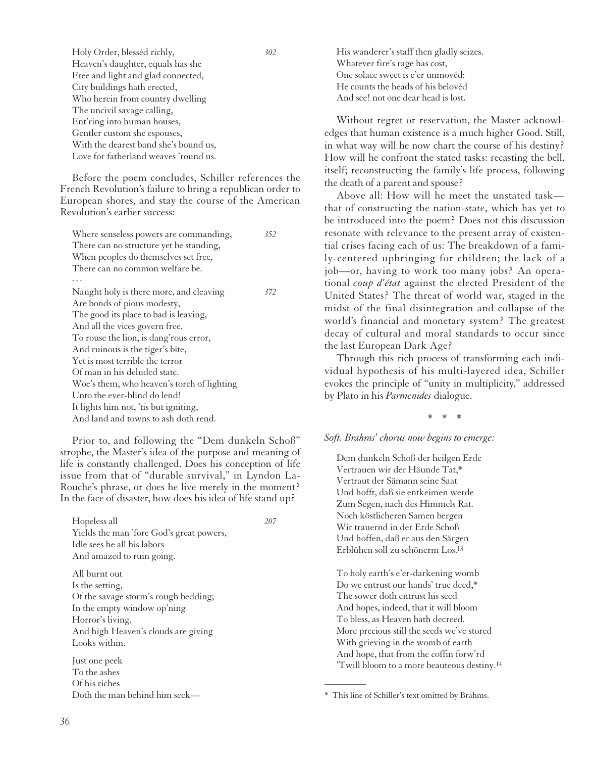> Holy Order, blesséd richly, *302*
> Heaven's daughter, equals has she
> Free and light and glad connected,
> City buildings hath erected,
> Who herein from country dwelling
> The uncivil savage calling,
> Ent'ring into human houses,
> Gentler custom she espouses,
> With the dearest band she's bound us,
> Love for fatherland weaves 'round us.

Before the poem concludes, Schiller references the French Revolution's failure to bring a republican order to European shores, and stay the course of the American Revolution's earlier success:

> Where senseless powers are commanding, *352*
> There can no structure yet be standing,
> When peoples do themselves set free,
> There can no common welfare be.
> . . .
> Naught holy is there more, and cleaving *372*
> Are bonds of pious modesty,
> The good its place to bad is leaving,
> And all the vices govern free.
> To rouse the lion, is dang'rous error,
> And ruinous is the tiger's bite,
> Yet is most terrible the terror
> Of man in his deluded state.
> Woe's them, who heaven's torch of lighting
> Unto the ever-blind do lend!
> It lights him not, 'tis but igniting,
> And land and towns to ash doth rend.

Prior to, and following the "Dem dunkeln Schoß" strophe, the Master's idea of the purpose and meaning of life is constantly challenged. Does his conception of life issue from that of "durable survival," in Lyndon LaRouche's phrase, or does he live merely in the moment? In the face of disaster, how does his idea of life stand up?

> Hopeless all *207*
> Yields the man 'fore God's great powers,
> Idle sees he all his labors
> And amazed to ruin going.
>
> All burnt out
> Is the setting,
> Of the savage storm's rough bedding;
> In the empty window op'ning
> Horror's living,
> And high Heaven's clouds are giving
> Looks within.
>
> Just one peek
> To the ashes
> Of his riches
> Doth the man behind him seek—
> His wanderer's staff then gladly seizes.
> Whatever fire's rage has cost,
> One solace sweet is e'er unmovéd:
> He counts the heads of his belovéd
> And see! not one dear head is lost.

Without regret or reservation, the Master acknowledges that human existence is a much higher Good. Still, in what way will he now chart the course of his destiny? How will he confront the stated tasks: recasting the bell, itself; reconstructing the family's life process, following the death of a parent and spouse?

Above all: How will he meet the unstated task—that of constructing the nation-state, which has yet to be introduced into the poem? Does not this discussion resonate with relevance to the present array of existential crises facing each of us: The breakdown of a family-centered upbringing for children; the lack of a job—or, having to work too many jobs? An operational *coup d'état* against the elected President of the United States? The threat of world war, staged in the midst of the final disintegration and collapse of the world's financial and monetary system? The greatest decay of cultural and moral standards to occur since the last European Dark Age?

Through this rich process of transforming each individual hypothesis of his multi-layered idea, Schiller evokes the principle of "unity in multiplicity," addressed by Plato in his *Parmenides* dialogue.

\* \* \*

*Soft. Brahms' chorus now begins to emerge:*

> Dem dunkeln Schoß der heilgen Erde
> Vertrauen wir der Häunde Tat,*
> Vertraut der Sämann seine Saat
> Und hofft, daß sie entkeimen werde
> Zum Segen, nach des Himmels Rat.
> Noch köstlicheren Samen bergen
> Wir trauernd in der Erde Schoß
> Und hoffen, daß er aus den Särgen
> Erblühen soll zu schönerm Los.[13]
>
> To holy earth's e'er-darkening womb
> Do we entrust our hands' true deed,*
> The sower doth entrust his seed
> And hopes, indeed, that it will bloom
> To bless, as Heaven hath decreed.
> More precious still the seeds we've stored
> With grieving in the womb of earth
> And hope, that from the coffin forw'rd
> 'Twill bloom to a more beauteous destiny.[14]

---

\* This line of Schiller's text omitted by Brahms.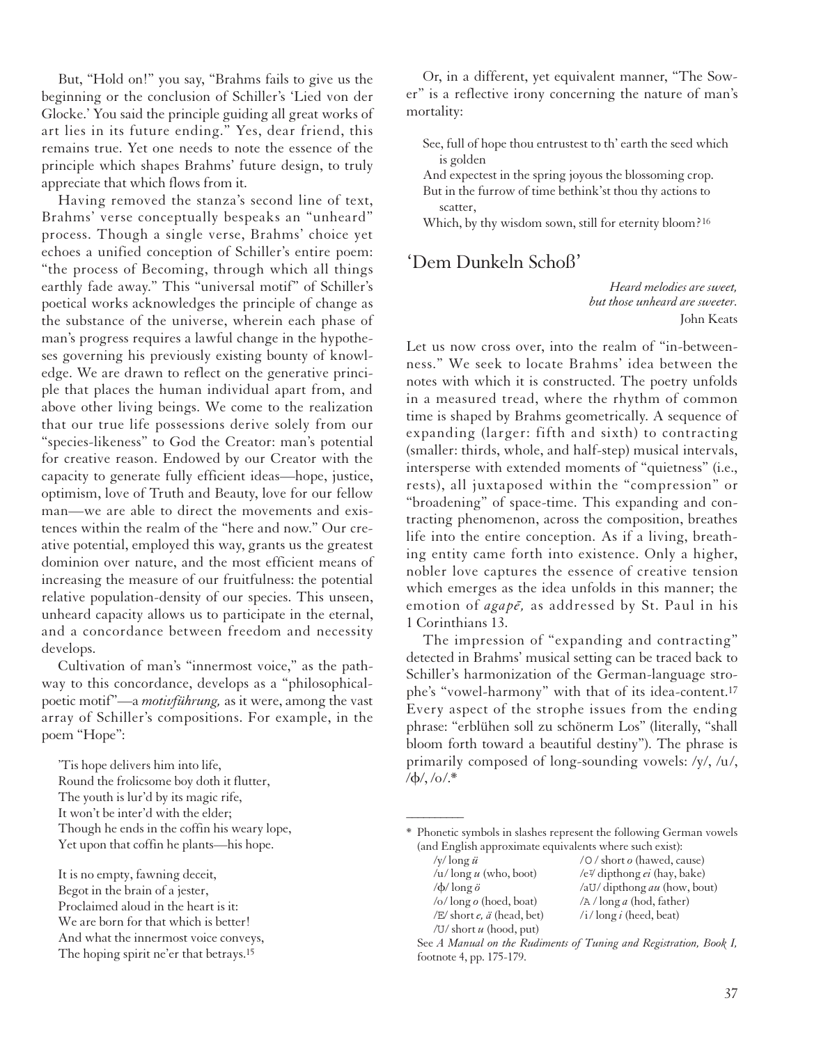But, "Hold on!" you say, "Brahms fails to give us the beginning or the conclusion of Schiller's 'Lied von der Glocke.' You said the principle guiding all great works of art lies in its future ending." Yes, dear friend, this remains true. Yet one needs to note the essence of the principle which shapes Brahms' future design, to truly appreciate that which flows from it.

Having removed the stanza's second line of text, Brahms' verse conceptually bespeaks an "unheard" process. Though a single verse, Brahms' choice yet echoes a unified conception of Schiller's entire poem: "the process of Becoming, through which all things earthly fade away." This "universal motif" of Schiller's poetical works acknowledges the principle of change as the substance of the universe, wherein each phase of man's progress requires a lawful change in the hypotheses governing his previously existing bounty of knowledge. We are drawn to reflect on the generative principle that places the human individual apart from, and above other living beings. We come to the realization that our true life possessions derive solely from our "species-likeness" to God the Creator: man's potential for creative reason. Endowed by our Creator with the capacity to generate fully efficient ideas—hope, justice, optimism, love of Truth and Beauty, love for our fellow man—we are able to direct the movements and existences within the realm of the "here and now." Our creative potential, employed this way, grants us the greatest dominion over nature, and the most efficient means of increasing the measure of our fruitfulness: the potential relative population-density of our species. This unseen, unheard capacity allows us to participate in the eternal, and a concordance between freedom and necessity develops.

Cultivation of man's "innermost voice," as the pathway to this concordance, develops as a "philosophical-poetic motif"—a *motivführung,* as it were, among the vast array of Schiller's compositions. For example, in the poem "Hope":

> 'Tis hope delivers him into life,
> Round the frolicsome boy doth it flutter,
> The youth is lur'd by its magic rife,
> It won't be inter'd with the elder;
> Though he ends in the coffin his weary lope,
> Yet upon that coffin he plants—his hope.
>
> It is no empty, fawning deceit,
> Begot in the brain of a jester,
> Proclaimed aloud in the heart is it:
> We are born for that which is better!
> And what the innermost voice conveys,
> The hoping spirit ne'er that betrays.[15]

Or, in a different, yet equivalent manner, "The Sower" is a reflective irony concerning the nature of man's mortality:

> See, full of hope thou entrustest to th' earth the seed which is golden
> And expectest in the spring joyous the blossoming crop.
> But in the furrow of time bethink'st thou thy actions to scatter,
> Which, by thy wisdom sown, still for eternity bloom?[16]

## 'Dem Dunkeln Schoß'

> *Heard melodies are sweet,*
> *but those unheard are sweeter.*
> John Keats

Let us now cross over, into the realm of "in-betweenness." We seek to locate Brahms' idea between the notes with which it is constructed. The poetry unfolds in a measured tread, where the rhythm of common time is shaped by Brahms geometrically. A sequence of expanding (larger: fifth and sixth) to contracting (smaller: thirds, whole, and half-step) musical intervals, intersperse with extended moments of "quietness" (i.e., rests), all juxtaposed within the "compression" or "broadening" of space-time. This expanding and contracting phenomenon, across the composition, breathes life into the entire conception. As if a living, breathing entity came forth into existence. Only a higher, nobler love captures the essence of creative tension which emerges as the idea unfolds in this manner; the emotion of *agapē,* as addressed by St. Paul in his 1 Corinthians 13.

The impression of "expanding and contracting" detected in Brahms' musical setting can be traced back to Schiller's harmonization of the German-language strophe's "vowel-harmony" with that of its idea-content.[17] Every aspect of the strophe issues from the ending phrase: "erblühen soll zu schönerm Los" (literally, "shall bloom forth toward a beautiful destiny"). The phrase is primarily composed of long-sounding vowels: /y/, /u/, /ɸ/, /o/.*

---

\* Phonetic symbols in slashes represent the following German vowels (and English approximate equivalents where such exist):

| | |
|---|---|
| /y/ long *ü* | /O/ short *o* (hawed, cause) |
| /u/ long *u* (who, boot) | /eɪ/ dipthong *ei* (hay, bake) |
| /ɸ/ long *ö* | /aU/ dipthong *au* (how, bout) |
| /o/ long *o* (hoed, boat) | /A/ long *a* (hod, father) |
| /E/ short *e, ä* (head, bet) | /i/ long *i* (heed, beat) |
| /U/ short *u* (hood, put) | |

See *A Manual on the Rudiments of Tuning and Registration, Book I,* footnote 4, pp. 175-179.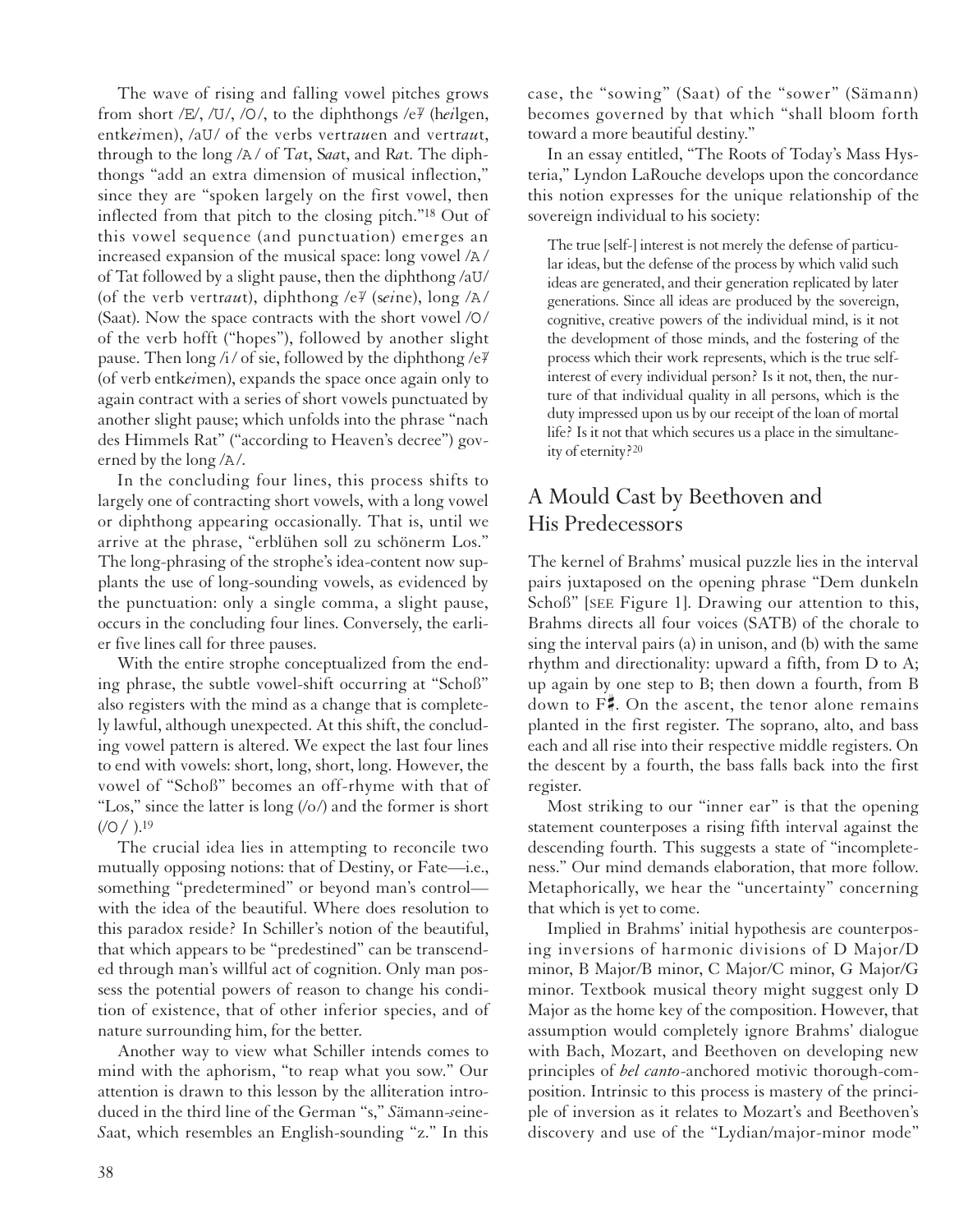The wave of rising and falling vowel pitches grows from short /E/, /U/, /O/, to the diphthongs /e⁄/ (h*ei*lgen, entk*ei*men), /aU/ of the verbs vertr*au*en and vertr*au*t, through to the long /A/ of T*a*t, S*aa*t, and R*a*t. The diphthongs "add an extra dimension of musical inflection," since they are "spoken largely on the first vowel, then inflected from that pitch to the closing pitch."[18] Out of this vowel sequence (and punctuation) emerges an increased expansion of the musical space: long vowel /A/ of Tat followed by a slight pause, then the diphthong /aU/ (of the verb vertr*au*t), diphthong /e⁄/ (s*ei*ne), long /A/ (Saat). Now the space contracts with the short vowel /O/ of the verb hofft ("hopes"), followed by another slight pause. Then long /i/ of sie, followed by the diphthong /e⁄/ (of verb entk*ei*men), expands the space once again only to again contract with a series of short vowels punctuated by another slight pause; which unfolds into the phrase "nach des Himmels Rat" ("according to Heaven's decree") governed by the long /A/.

In the concluding four lines, this process shifts to largely one of contracting short vowels, with a long vowel or diphthong appearing occasionally. That is, until we arrive at the phrase, "erblühen soll zu schönerm Los." The long-phrasing of the strophe's idea-content now supplants the use of long-sounding vowels, as evidenced by the punctuation: only a single comma, a slight pause, occurs in the concluding four lines. Conversely, the earlier five lines call for three pauses.

With the entire strophe conceptualized from the ending phrase, the subtle vowel-shift occurring at "Schoß" also registers with the mind as a change that is completely lawful, although unexpected. At this shift, the concluding vowel pattern is altered. We expect the last four lines to end with vowels: short, long, short, long. However, the vowel of "Schoß" becomes an off-rhyme with that of "Los," since the latter is long (/o/) and the former is short (/O/).[19]

The crucial idea lies in attempting to reconcile two mutually opposing notions: that of Destiny, or Fate—i.e., something "predetermined" or beyond man's control—with the idea of the beautiful. Where does resolution to this paradox reside? In Schiller's notion of the beautiful, that which appears to be "predestined" can be transcended through man's willful act of cognition. Only man possess the potential powers of reason to change his condition of existence, that of other inferior species, and of nature surrounding him, for the better.

Another way to view what Schiller intends comes to mind with the aphorism, "to reap what you sow." Our attention is drawn to this lesson by the alliteration introduced in the third line of the German "s," *S*ämann-*s*eine-*S*aat, which resembles an English-sounding "z." In this case, the "sowing" (Saat) of the "sower" (Sämann) becomes governed by that which "shall bloom forth toward a more beautiful destiny."

In an essay entitled, "The Roots of Today's Mass Hysteria," Lyndon LaRouche develops upon the concordance this notion expresses for the unique relationship of the sovereign individual to his society:

> The true [self-] interest is not merely the defense of particular ideas, but the defense of the process by which valid such ideas are generated, and their generation replicated by later generations. Since all ideas are produced by the sovereign, cognitive, creative powers of the individual mind, is it not the development of those minds, and the fostering of the process which their work represents, which is the true self-interest of every individual person? Is it not, then, the nurture of that individual quality in all persons, which is the duty impressed upon us by our receipt of the loan of mortal life? Is it not that which secures us a place in the simultaneity of eternity?[20]

## A Mould Cast by Beethoven and His Predecessors

The kernel of Brahms' musical puzzle lies in the interval pairs juxtaposed on the opening phrase "Dem dunkeln Schoß" [SEE Figure 1]. Drawing our attention to this, Brahms directs all four voices (SATB) of the chorale to sing the interval pairs (a) in unison, and (b) with the same rhythm and directionality: upward a fifth, from D to A; up again by one step to B; then down a fourth, from B down to F♯. On the ascent, the tenor alone remains planted in the first register. The soprano, alto, and bass each and all rise into their respective middle registers. On the descent by a fourth, the bass falls back into the first register.

Most striking to our "inner ear" is that the opening statement counterposes a rising fifth interval against the descending fourth. This suggests a state of "incompleteness." Our mind demands elaboration, that more follow. Metaphorically, we hear the "uncertainty" concerning that which is yet to come.

Implied in Brahms' initial hypothesis are counterposing inversions of harmonic divisions of D Major/D minor, B Major/B minor, C Major/C minor, G Major/G minor. Textbook musical theory might suggest only D Major as the home key of the composition. However, that assumption would completely ignore Brahms' dialogue with Bach, Mozart, and Beethoven on developing new principles of *bel canto*-anchored motivic thorough-composition. Intrinsic to this process is mastery of the principle of inversion as it relates to Mozart's and Beethoven's discovery and use of the "Lydian/major-minor mode"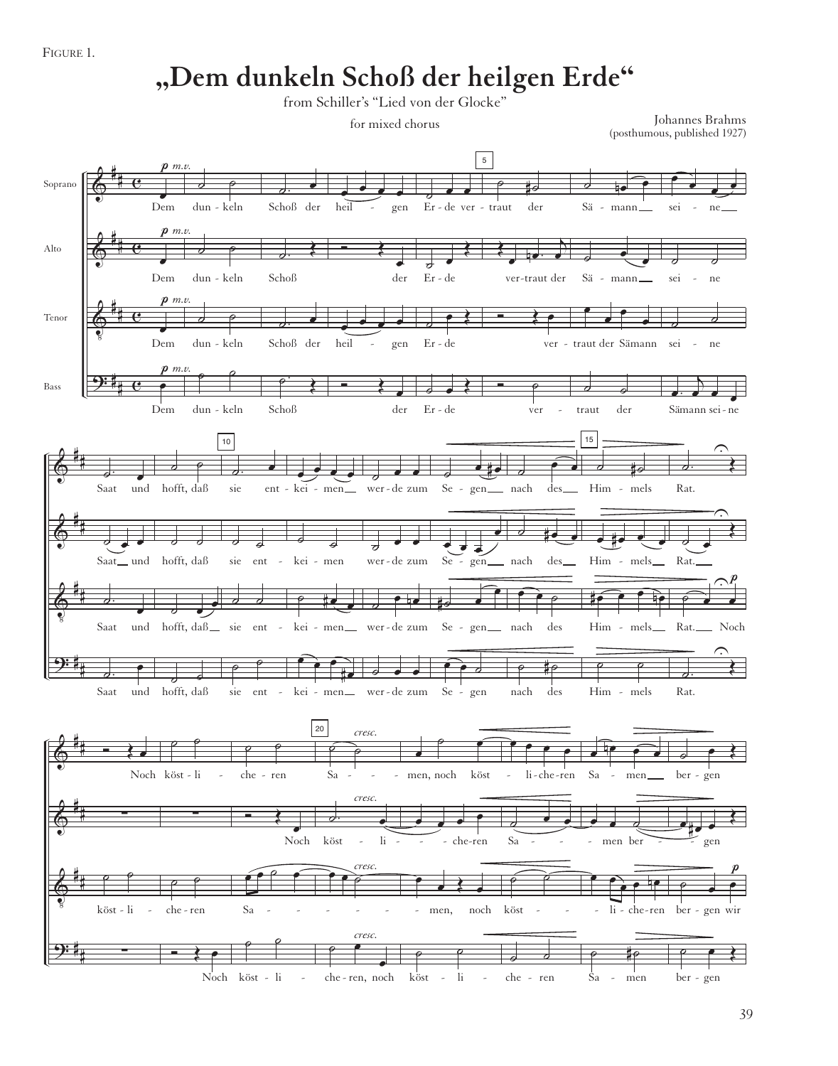FIGURE 1.

# „Dem dunkeln Schoß der heilgen Erde"

from Schiller's "Lied von der Glocke"

for mixed chorus

Johannes Brahms
(posthumous, published 1927)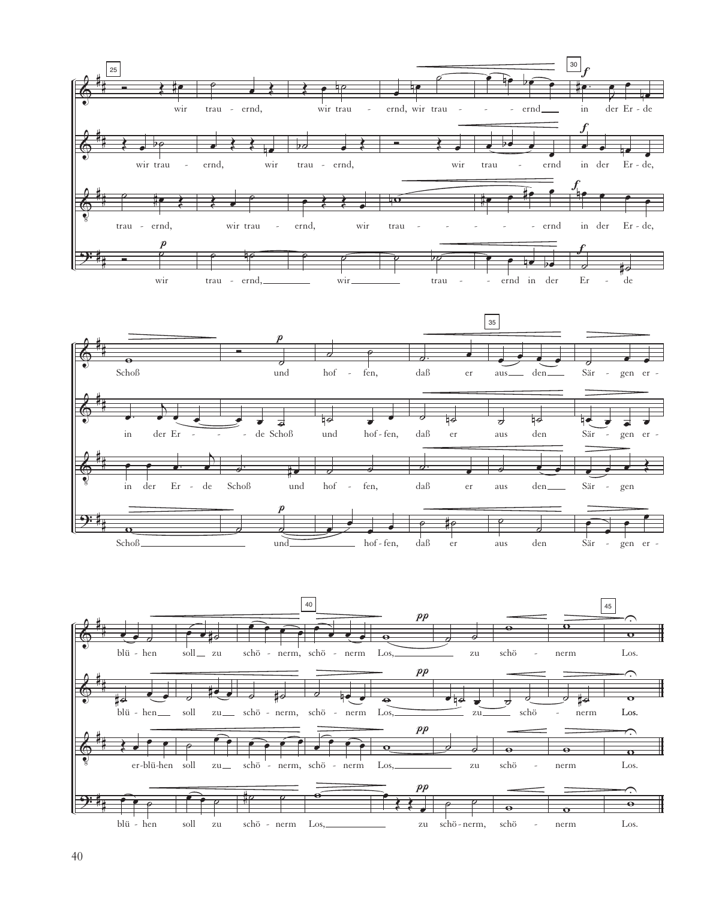wir trau - ernd, wir trau - ernd, wir trau - - - - ernd in der Er - de

wir trau - ernd, wir trau - ernd, wir trau - ernd in der Er - de,

trau - ernd, wir trau - ernd, wir trau - - - - - - ernd in der Er - de,

wir trau - ernd, wir trau - ernd in der Er - de

Schoß und hof - fen, daß er aus den Sär - gen er -

in der Er - - - de Schoß und hof - fen, daß er aus den Sär - gen er -

in der Er - de Schoß und hof - fen, daß er aus den Sär - gen

Schoß und hof - fen, daß er aus den Sär - gen er -

blü - hen soll zu schö - nerm, schö - nerm Los, zu schö - nerm Los.

blü - hen soll zu schö - nerm, schö - nerm Los, zu schö - nerm Los.

er - blü - hen soll zu schö - nerm, schö - nerm Los, zu schö - nerm Los.

blü - hen soll zu schö - nerm Los, zu schö - nerm, schö - nerm Los.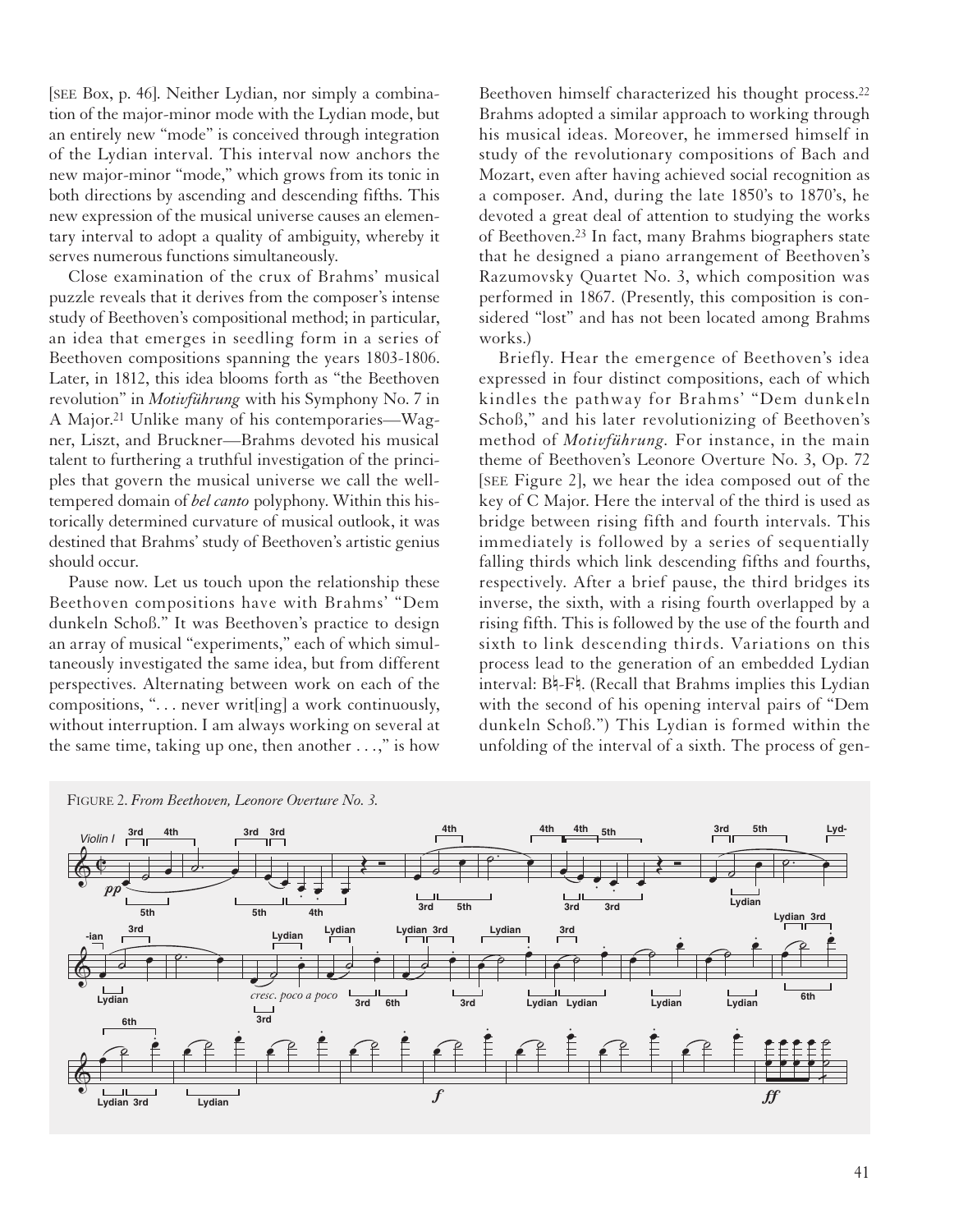[SEE Box, p. 46]. Neither Lydian, nor simply a combination of the major-minor mode with the Lydian mode, but an entirely new "mode" is conceived through integration of the Lydian interval. This interval now anchors the new major-minor "mode," which grows from its tonic in both directions by ascending and descending fifths. This new expression of the musical universe causes an elementary interval to adopt a quality of ambiguity, whereby it serves numerous functions simultaneously.

Close examination of the crux of Brahms' musical puzzle reveals that it derives from the composer's intense study of Beethoven's compositional method; in particular, an idea that emerges in seedling form in a series of Beethoven compositions spanning the years 1803-1806. Later, in 1812, this idea blooms forth as "the Beethoven revolution" in *Motivführung* with his Symphony No. 7 in A Major.[21] Unlike many of his contemporaries—Wagner, Liszt, and Bruckner—Brahms devoted his musical talent to furthering a truthful investigation of the principles that govern the musical universe we call the well-tempered domain of *bel canto* polyphony. Within this historically determined curvature of musical outlook, it was destined that Brahms' study of Beethoven's artistic genius should occur.

Pause now. Let us touch upon the relationship these Beethoven compositions have with Brahms' "Dem dunkeln Schoß." It was Beethoven's practice to design an array of musical "experiments," each of which simultaneously investigated the same idea, but from different perspectives. Alternating between work on each of the compositions, ". . . never writ[ing] a work continuously, without interruption. I am always working on several at the same time, taking up one, then another . . .," is how Beethoven himself characterized his thought process.[22] Brahms adopted a similar approach to working through his musical ideas. Moreover, he immersed himself in study of the revolutionary compositions of Bach and Mozart, even after having achieved social recognition as a composer. And, during the late 1850's to 1870's, he devoted a great deal of attention to studying the works of Beethoven.[23] In fact, many Brahms biographers state that he designed a piano arrangement of Beethoven's Razumovsky Quartet No. 3, which composition was performed in 1867. (Presently, this composition is considered "lost" and has not been located among Brahms works.)

Briefly. Hear the emergence of Beethoven's idea expressed in four distinct compositions, each of which kindles the pathway for Brahms' "Dem dunkeln Schoß," and his later revolutionizing of Beethoven's method of *Motivführung*. For instance, in the main theme of Beethoven's Leonore Overture No. 3, Op. 72 [SEE Figure 2], we hear the idea composed out of the key of C Major. Here the interval of the third is used as bridge between rising fifth and fourth intervals. This immediately is followed by a series of sequentially falling thirds which link descending fifths and fourths, respectively. After a brief pause, the third bridges its inverse, the sixth, with a rising fourth overlapped by a rising fifth. This is followed by the use of the fourth and sixth to link descending thirds. Variations on this process lead to the generation of an embedded Lydian interval: B♮-F♮. (Recall that Brahms implies this Lydian with the second of his opening interval pairs of "Dem dunkeln Schoß.") This Lydian is formed within the unfolding of the interval of a sixth. The process of gen-

FIGURE 2. *From Beethoven, Leonore Overture No. 3.*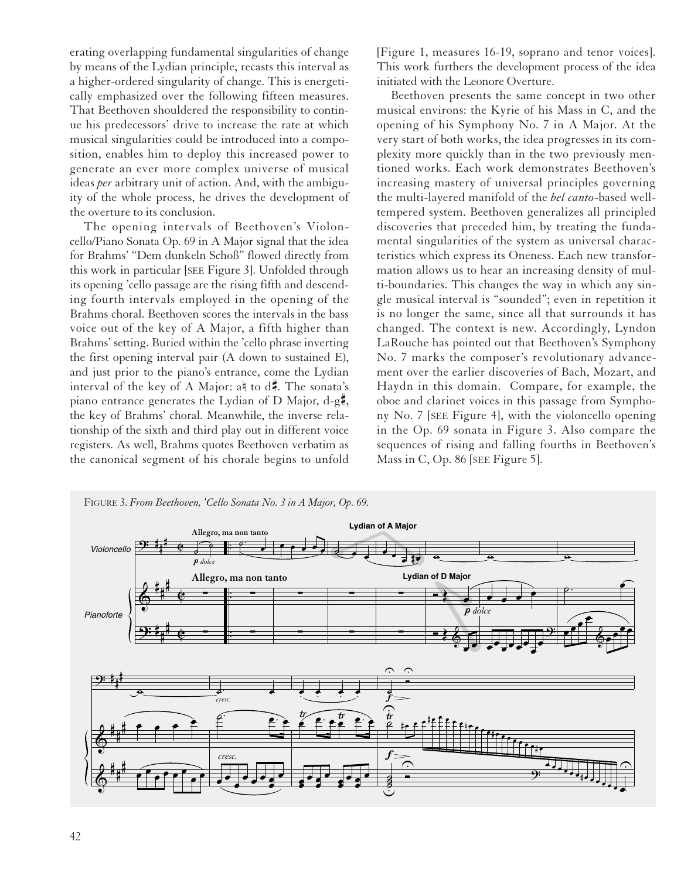erating overlapping fundamental singularities of change by means of the Lydian principle, recasts this interval as a higher-ordered singularity of change. This is energetically emphasized over the following fifteen measures. That Beethoven shouldered the responsibility to continue his predecessors' drive to increase the rate at which musical singularities could be introduced into a composition, enables him to deploy this increased power to generate an ever more complex universe of musical ideas *per* arbitrary unit of action. And, with the ambiguity of the whole process, he drives the development of the overture to its conclusion.

The opening intervals of Beethoven's Violoncello/Piano Sonata Op. 69 in A Major signal that the idea for Brahms' "Dem dunkeln Schoß" flowed directly from this work in particular [SEE Figure 3]. Unfolded through its opening 'cello passage are the rising fifth and descending fourth intervals employed in the opening of the Brahms choral. Beethoven scores the intervals in the bass voice out of the key of A Major, a fifth higher than Brahms' setting. Buried within the 'cello phrase inverting the first opening interval pair (A down to sustained E), and just prior to the piano's entrance, come the Lydian interval of the key of A Major: a♮ to d♯. The sonata's piano entrance generates the Lydian of D Major, d-g♯, the key of Brahms' choral. Meanwhile, the inverse relationship of the sixth and third play out in different voice registers. As well, Brahms quotes Beethoven verbatim as the canonical segment of his chorale begins to unfold [Figure 1, measures 16-19, soprano and tenor voices]. This work furthers the development process of the idea initiated with the Leonore Overture.

Beethoven presents the same concept in two other musical environs: the Kyrie of his Mass in C, and the opening of his Symphony No. 7 in A Major. At the very start of both works, the idea progresses in its complexity more quickly than in the two previously mentioned works. Each work demonstrates Beethoven's increasing mastery of universal principles governing the multi-layered manifold of the *bel canto*-based well-tempered system. Beethoven generalizes all principled discoveries that preceded him, by treating the fundamental singularities of the system as universal characteristics which express its Oneness. Each new transformation allows us to hear an increasing density of multi-boundaries. This changes the way in which any single musical interval is "sounded"; even in repetition it is no longer the same, since all that surrounds it has changed. The context is new. Accordingly, Lyndon LaRouche has pointed out that Beethoven's Symphony No. 7 marks the composer's revolutionary advancement over the earlier discoveries of Bach, Mozart, and Haydn in this domain. Compare, for example, the oboe and clarinet voices in this passage from Symphony No. 7 [SEE Figure 4], with the violoncello opening in the Op. 69 sonata in Figure 3. Also compare the sequences of rising and falling fourths in Beethoven's Mass in C, Op. 86 [SEE Figure 5].

FIGURE 3. *From Beethoven, 'Cello Sonata No. 3 in A Major, Op. 69.*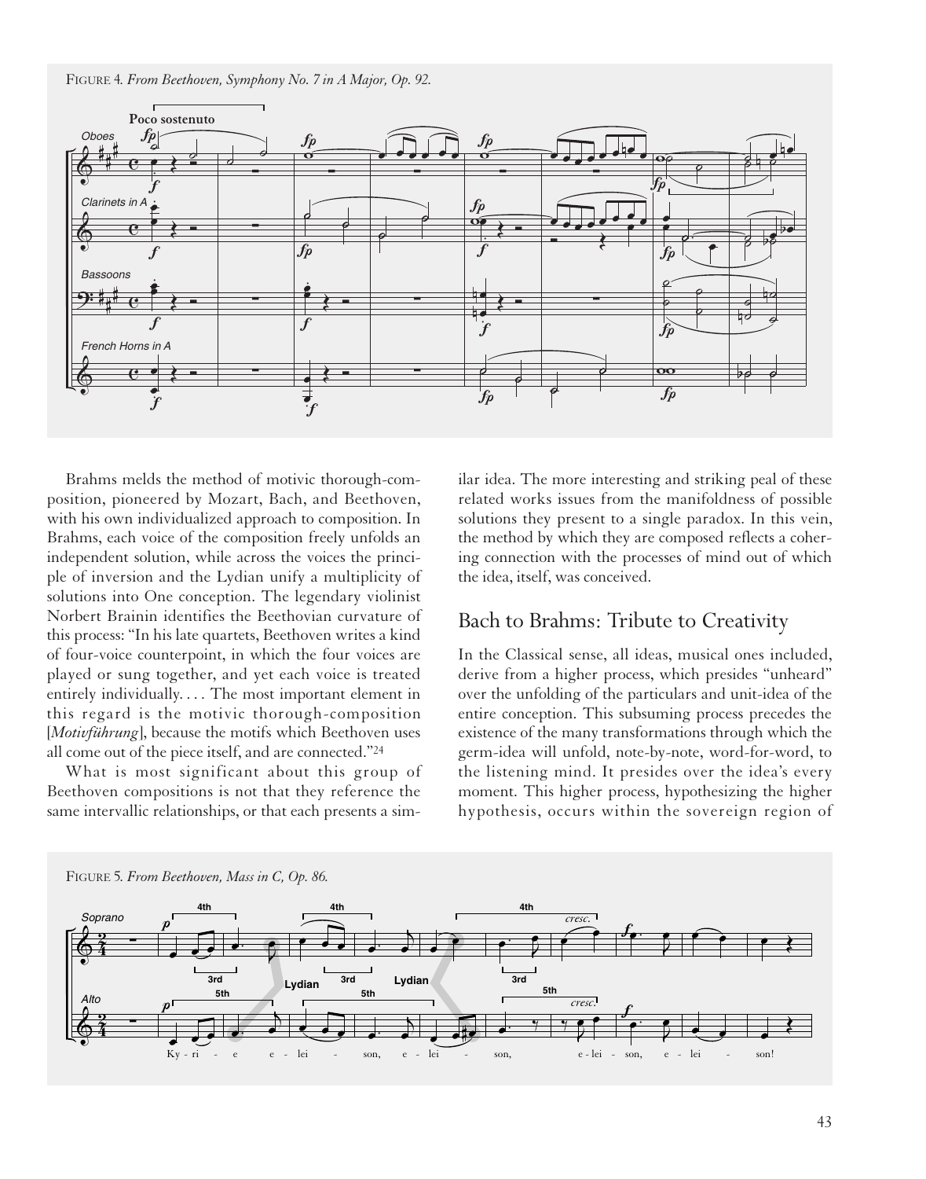FIGURE 4. *From Beethoven, Symphony No. 7 in A Major, Op. 92.*

Brahms melds the method of motivic thorough-composition, pioneered by Mozart, Bach, and Beethoven, with his own individualized approach to composition. In Brahms, each voice of the composition freely unfolds an independent solution, while across the voices the principle of inversion and the Lydian unify a multiplicity of solutions into One conception. The legendary violinist Norbert Brainin identifies the Beethovian curvature of this process: "In his late quartets, Beethoven writes a kind of four-voice counterpoint, in which the four voices are played or sung together, and yet each voice is treated entirely individually. . . . The most important element in this regard is the motivic thorough-composition [*Motivführung*], because the motifs which Beethoven uses all come out of the piece itself, and are connected."[24]

What is most significant about this group of Beethoven compositions is not that they reference the same intervallic relationships, or that each presents a similar idea. The more interesting and striking peal of these related works issues from the manifoldness of possible solutions they present to a single paradox. In this vein, the method by which they are composed reflects a cohering connection with the processes of mind out of which the idea, itself, was conceived.

## Bach to Brahms: Tribute to Creativity

In the Classical sense, all ideas, musical ones included, derive from a higher process, which presides "unheard" over the unfolding of the particulars and unit-idea of the entire conception. This subsuming process precedes the existence of the many transformations through which the germ-idea will unfold, note-by-note, word-for-word, to the listening mind. It presides over the idea's every moment. This higher process, hypothesizing the higher hypothesis, occurs within the sovereign region of

FIGURE 5. *From Beethoven, Mass in C, Op. 86.*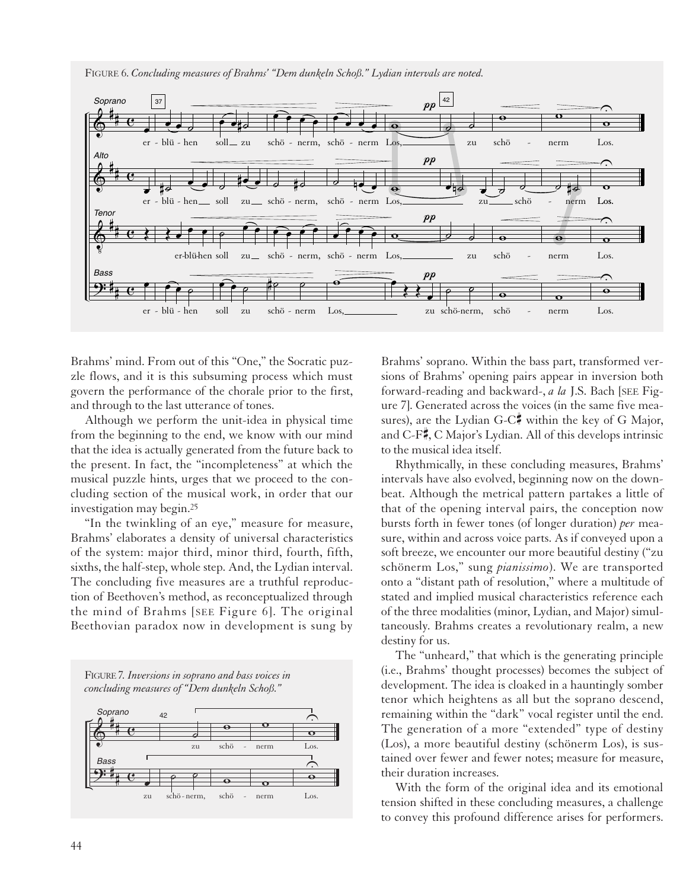FIGURE 6. *Concluding measures of Brahms' "Dem dunkeln Schoß." Lydian intervals are noted.*

Brahms' mind. From out of this "One," the Socratic puzzle flows, and it is this subsuming process which must govern the performance of the chorale prior to the first, and through to the last utterance of tones.

Although we perform the unit-idea in physical time from the beginning to the end, we know with our mind that the idea is actually generated from the future back to the present. In fact, the "incompleteness" at which the musical puzzle hints, urges that we proceed to the concluding section of the musical work, in order that our investigation may begin.[25]

"In the twinkling of an eye," measure for measure, Brahms' elaborates a density of universal characteristics of the system: major third, minor third, fourth, fifth, sixths, the half-step, whole step. And, the Lydian interval. The concluding five measures are a truthful reproduction of Beethoven's method, as reconceptualized through the mind of Brahms [SEE Figure 6]. The original Beethovian paradox now in development is sung by Brahms' soprano. Within the bass part, transformed versions of Brahms' opening pairs appear in inversion both forward-reading and backward-, *a la* J.S. Bach [SEE Figure 7]. Generated across the voices (in the same five measures), are the Lydian G-C♯ within the key of G Major, and C-F♯, C Major's Lydian. All of this develops intrinsic to the musical idea itself.

FIGURE 7. *Inversions in soprano and bass voices in concluding measures of "Dem dunkeln Schoß."*

Rhythmically, in these concluding measures, Brahms' intervals have also evolved, beginning now on the downbeat. Although the metrical pattern partakes a little of that of the opening interval pairs, the conception now bursts forth in fewer tones (of longer duration) *per* measure, within and across voice parts. As if conveyed upon a soft breeze, we encounter our more beautiful destiny ("zu schönerm Los," sung *pianissimo*). We are transported onto a "distant path of resolution," where a multitude of stated and implied musical characteristics reference each of the three modalities (minor, Lydian, and Major) simultaneously. Brahms creates a revolutionary realm, a new destiny for us.

The "unheard," that which is the generating principle (i.e., Brahms' thought processes) becomes the subject of development. The idea is cloaked in a hauntingly somber tenor which heightens as all but the soprano descend, remaining within the "dark" vocal register until the end. The generation of a more "extended" type of destiny (Los), a more beautiful destiny (schönerm Los), is sustained over fewer and fewer notes; measure for measure, their duration increases.

With the form of the original idea and its emotional tension shifted in these concluding measures, a challenge to convey this profound difference arises for performers.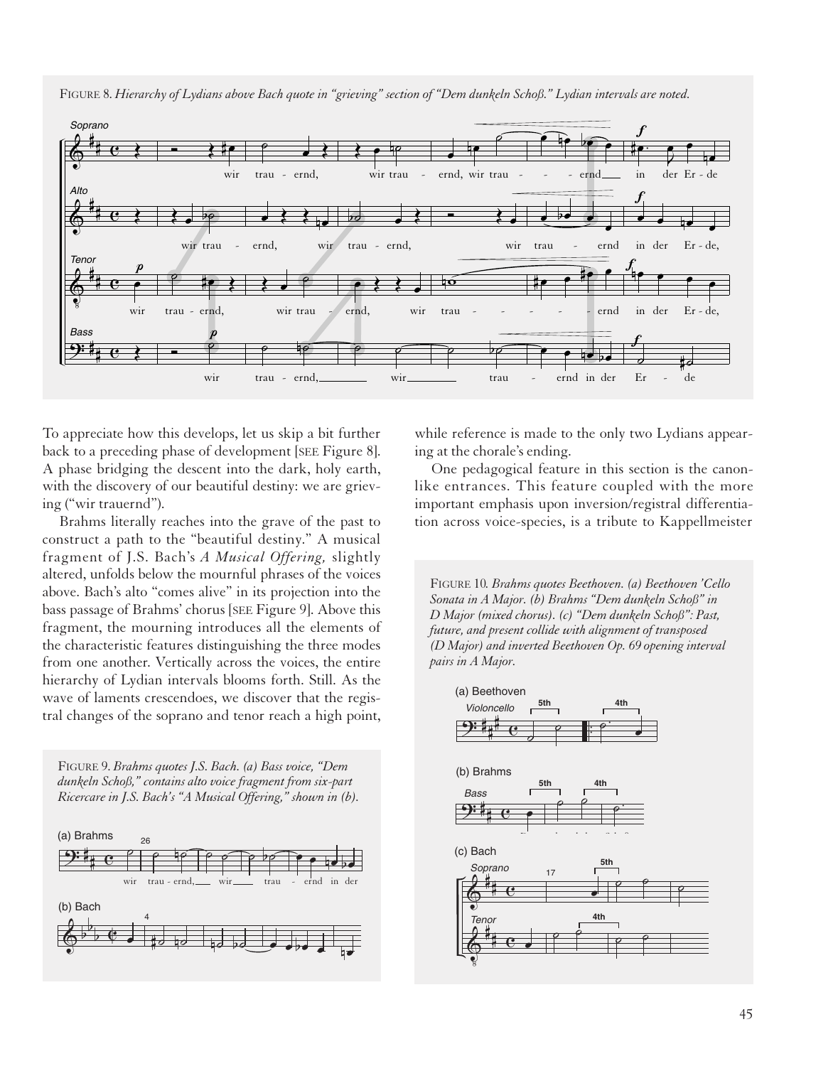FIGURE 8. *Hierarchy of Lydians above Bach quote in "grieving" section of "Dem dunkeln Schoß." Lydian intervals are noted.*

To appreciate how this develops, let us skip a bit further back to a preceding phase of development [SEE Figure 8]. A phase bridging the descent into the dark, holy earth, with the discovery of our beautiful destiny: we are grieving ("wir trauernd").

Brahms literally reaches into the grave of the past to construct a path to the "beautiful destiny." A musical fragment of J.S. Bach's *A Musical Offering,* slightly altered, unfolds below the mournful phrases of the voices above. Bach's alto "comes alive" in its projection into the bass passage of Brahms' chorus [SEE Figure 9]. Above this fragment, the mourning introduces all the elements of the characteristic features distinguishing the three modes from one another. Vertically across the voices, the entire hierarchy of Lydian intervals blooms forth. Still. As the wave of laments crescendoes, we discover that the registral changes of the soprano and tenor reach a high point, while reference is made to the only two Lydians appearing at the chorale's ending.

One pedagogical feature in this section is the canon-like entrances. This feature coupled with the more important emphasis upon inversion/registral differentiation across voice-species, is a tribute to Kappellmeister

FIGURE 9. *Brahms quotes J.S. Bach. (a) Bass voice, "Dem dunkeln Schoß," contains alto voice fragment from six-part Ricercare in J.S. Bach's "A Musical Offering," shown in (b).*

FIGURE 10. *Brahms quotes Beethoven. (a) Beethoven 'Cello Sonata in A Major. (b) Brahms "Dem dunkeln Schoß" in D Major (mixed chorus). (c) "Dem dunkeln Schoß": Past, future, and present collide with alignment of transposed (D Major) and inverted Beethoven Op. 69 opening interval pairs in A Major.*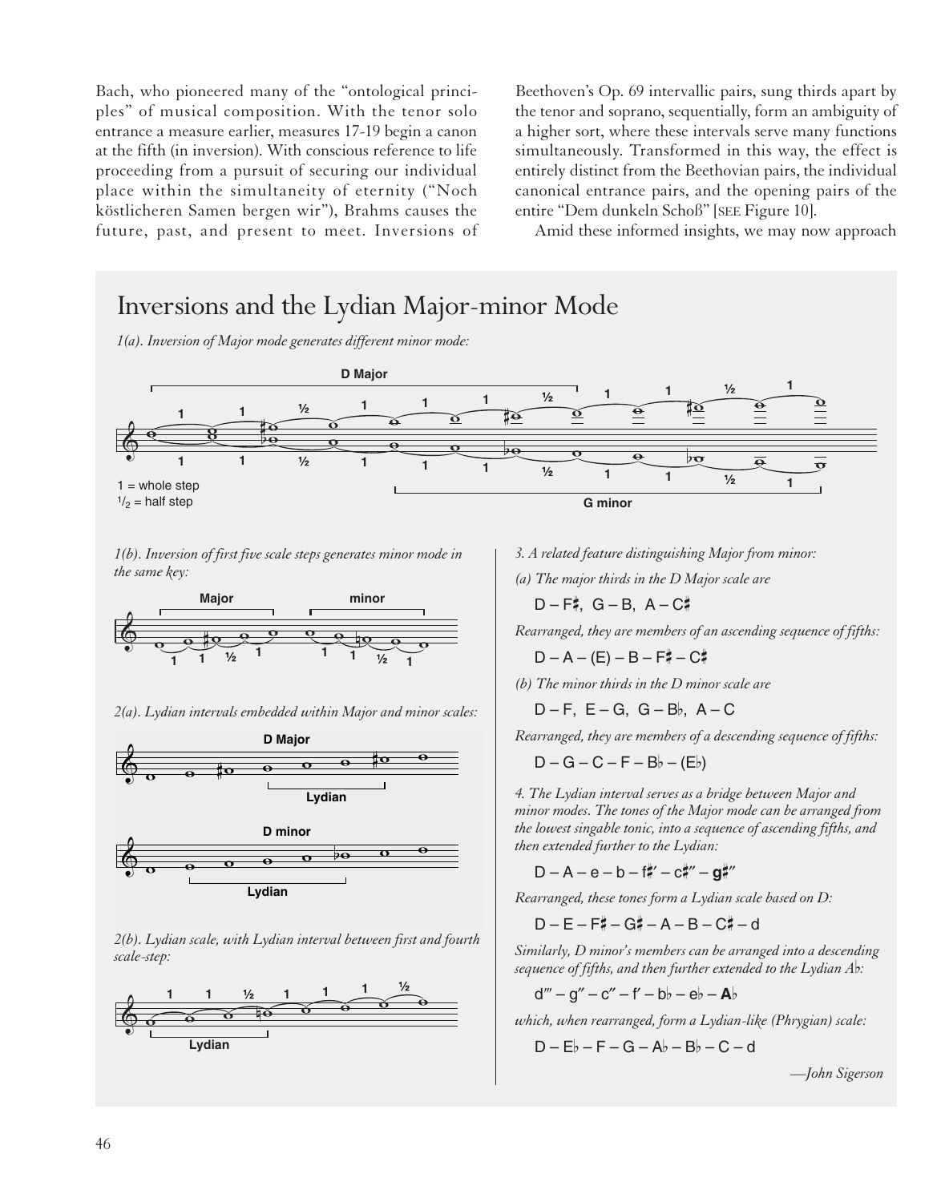Bach, who pioneered many of the "ontological principles" of musical composition. With the tenor solo entrance a measure earlier, measures 17-19 begin a canon at the fifth (in inversion). With conscious reference to life proceeding from a pursuit of securing our individual place within the simultaneity of eternity ("Noch köstlicheren Samen bergen wir"), Brahms causes the future, past, and present to meet. Inversions of Beethoven's Op. 69 intervallic pairs, sung thirds apart by the tenor and soprano, sequentially, form an ambiguity of a higher sort, where these intervals serve many functions simultaneously. Transformed in this way, the effect is entirely distinct from the Beethovian pairs, the individual canonical entrance pairs, and the opening pairs of the entire "Dem dunkeln Schoß" [SEE Figure 10].

Amid these informed insights, we may now approach

## Inversions and the Lydian Major-minor Mode

*1(a). Inversion of Major mode generates different minor mode:*

1 = whole step
½ = half step

*1(b). Inversion of first five scale steps generates minor mode in the same key:*

*2(a). Lydian intervals embedded within Major and minor scales:*

*2(b). Lydian scale, with Lydian interval between first and fourth scale-step:*

*3. A related feature distinguishing Major from minor:*

*(a) The major thirds in the D Major scale are*

D – F♯, G – B, A – C♯

*Rearranged, they are members of an ascending sequence of fifths:*

D – A – (E) – B – F♯ – C♯

*(b) The minor thirds in the D minor scale are*

D – F, E – G, G – B♭, A – C

*Rearranged, they are members of a descending sequence of fifths:*

D – G – C – F – B♭ – (E♭)

*4. The Lydian interval serves as a bridge between Major and minor modes. The tones of the Major mode can be arranged from the lowest singable tonic, into a sequence of ascending fifths, and then extended further to the Lydian:*

D – A – e – b – f♯′ – c♯″ – **g♯″**

*Rearranged, these tones form a Lydian scale based on D:*

D – E – F♯ – G♯ – A – B – C♯ – d

*Similarly, D minor's members can be arranged into a descending sequence of fifths, and then further extended to the Lydian A♭:*

d‴ – g″ – c″ – f′ – b♭ – e♭ – **A♭**

*which, when rearranged, form a Lydian-like (Phrygian) scale:*

D – E♭ – F – G – A♭ – B♭ – C – d

—*John Sigerson*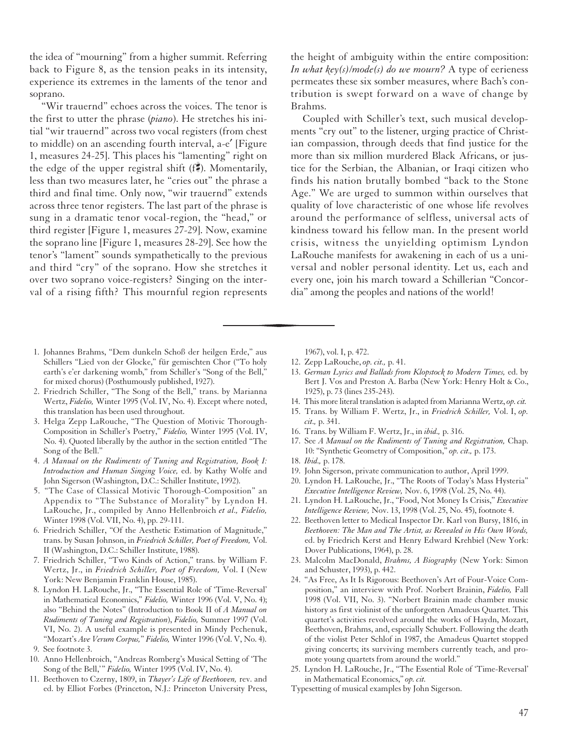the idea of "mourning" from a higher summit. Referring back to Figure 8, as the tension peaks in its intensity, experience its extremes in the laments of the tenor and soprano.

"Wir trauernd" echoes across the voices. The tenor is the first to utter the phrase (*piano*). He stretches his initial "wir trauernd" across two vocal registers (from chest to middle) on an ascending fourth interval, a-e′ [Figure 1, measures 24-25]. This places his "lamenting" right on the edge of the upper registral shift (f♯). Momentarily, less than two measures later, he "cries out" the phrase a third and final time. Only now, "wir trauernd" extends across three tenor registers. The last part of the phrase is sung in a dramatic tenor vocal-region, the "head," or third register [Figure 1, measures 27-29]. Now, examine the soprano line [Figure 1, measures 28-29]. See how the tenor's "lament" sounds sympathetically to the previous and third "cry" of the soprano. How she stretches it over two soprano voice-registers? Singing on the interval of a rising fifth? This mournful region represents the height of ambiguity within the entire composition: *In what key(s)/mode(s) do we mourn?* A type of eerieness permeates these six somber measures, where Bach's contribution is swept forward on a wave of change by Brahms.

Coupled with Schiller's text, such musical developments "cry out" to the listener, urging practice of Christian compassion, through deeds that find justice for the more than six million murdered Black Africans, or justice for the Serbian, the Albanian, or Iraqi citizen who finds his nation brutally bombed "back to the Stone Age." We are urged to summon within ourselves that quality of love characteristic of one whose life revolves around the performance of selfless, universal acts of kindness toward his fellow man. In the present world crisis, witness the unyielding optimism Lyndon LaRouche manifests for awakening in each of us a universal and nobler personal identity. Let us, each and every one, join his march toward a Schillerian "Concordia" among the peoples and nations of the world!

---

1. Johannes Brahms, "Dem dunkeln Schoß der heilgen Erde," aus Schillers "Lied von der Glocke," für gemischten Chor ("To holy earth's e'er darkening womb," from Schiller's "Song of the Bell," for mixed chorus) (Posthumously published, 1927).
2. Friedrich Schiller, "The Song of the Bell," trans. by Marianna Wertz, *Fidelio,* Winter 1995 (Vol. IV, No. 4). Except where noted, this translation has been used throughout.
3. Helga Zepp LaRouche, "The Question of Motivic Thorough-Composition in Schiller's Poetry," *Fidelio,* Winter 1995 (Vol. IV, No. 4). Quoted liberally by the author in the section entitled "The Song of the Bell."
4. *A Manual on the Rudiments of Tuning and Registration, Book I: Introduction and Human Singing Voice,* ed. by Kathy Wolfe and John Sigerson (Washington, D.C.: Schiller Institute, 1992).
5. "The Case of Classical Motivic Thorough-Composition" an Appendix to "The Substance of Morality" by Lyndon H. LaRouche, Jr., compiled by Anno Hellenbroich *et al., Fidelio,* Winter 1998 (Vol. VII, No. 4), pp. 29-111.
6. Friedrich Schiller, "Of the Aesthetic Estimation of Magnitude," trans. by Susan Johnson, in *Friedrich Schiller, Poet of Freedom,* Vol. II (Washington, D.C.: Schiller Institute, 1988).
7. Friedrich Schiller, "Two Kinds of Action," trans. by William F. Wertz, Jr., in *Friedrich Schiller, Poet of Freedom,* Vol. I (New York: New Benjamin Franklin House, 1985).
8. Lyndon H. LaRouche, Jr., "The Essential Role of 'Time-Reversal' in Mathematical Economics," *Fidelio,* Winter 1996 (Vol. V, No. 4); also "Behind the Notes" (Introduction to Book II of *A Manual on Rudiments of Tuning and Registration*), *Fidelio,* Summer 1997 (Vol. VI, No. 2). A useful example is presented in Mindy Pechenuk, "Mozart's *Ave Verum Corpus,*" *Fidelio,* Winter 1996 (Vol. V, No. 4).
9. See footnote 3.
10. Anno Hellenbroich, "Andreas Romberg's Musical Setting of 'The Song of the Bell,'" *Fidelio,* Winter 1995 (Vol. IV, No. 4).
11. Beethoven to Czerny, 1809, in *Thayer's Life of Beethoven,* rev. and ed. by Elliot Forbes (Princeton, N.J.: Princeton University Press, 1967), vol. I, p. 472.
12. Zepp LaRouche, *op. cit.,* p. 41.
13. *German Lyrics and Ballads from Klopstock to Modern Times,* ed. by Bert J. Vos and Preston A. Barba (New York: Henry Holt & Co., 1925), p. 73 (lines 235-243).
14. This more literal translation is adapted from Marianna Wertz, *op. cit.*
15. Trans. by William F. Wertz, Jr., in *Friedrich Schiller,* Vol. I, *op. cit.,* p. 341.
16. Trans. by William F. Wertz, Jr., in *ibid.,* p. 316.
17. See *A Manual on the Rudiments of Tuning and Registration,* Chap. 10: "Synthetic Geometry of Composition," *op. cit.,* p. 173.
18. *Ibid.,* p. 178.
19. John Sigerson, private communication to author, April 1999.
20. Lyndon H. LaRouche, Jr., "The Roots of Today's Mass Hysteria" *Executive Intelligence Review,* Nov. 6, 1998 (Vol. 25, No. 44).
21. Lyndon H. LaRouche, Jr., "Food, Not Money Is Crisis," *Executive Intelligence Review,* Nov. 13, 1998 (Vol. 25, No. 45), footnote 4.
22. Beethoven letter to Medical Inspector Dr. Karl von Bursy, 1816, in *Beethoven: The Man and The Artist, as Revealed in His Own Words,* ed. by Friedrich Kerst and Henry Edward Krehbiel (New York: Dover Publications, 1964), p. 28.
23. Malcolm MacDonald, *Brahms, A Biography* (New York: Simon and Schuster, 1993), p. 442.
24. "As Free, As It Is Rigorous: Beethoven's Art of Four-Voice Composition," an interview with Prof. Norbert Brainin, *Fidelio,* Fall 1998 (Vol. VII, No. 3). "Norbert Brainin made chamber music history as first violinist of the unforgotten Amadeus Quartet. This quartet's activities revolved around the works of Haydn, Mozart, Beethoven, Brahms, and, especially Schubert. Following the death of the violist Peter Schlof in 1987, the Amadeus Quartet stopped giving concerts; its surviving members currently teach, and promote young quartets from around the world."
25. Lyndon H. LaRouche, Jr., "The Essential Role of 'Time-Reversal' in Mathematical Economics," *op. cit.*

Typesetting of musical examples by John Sigerson.